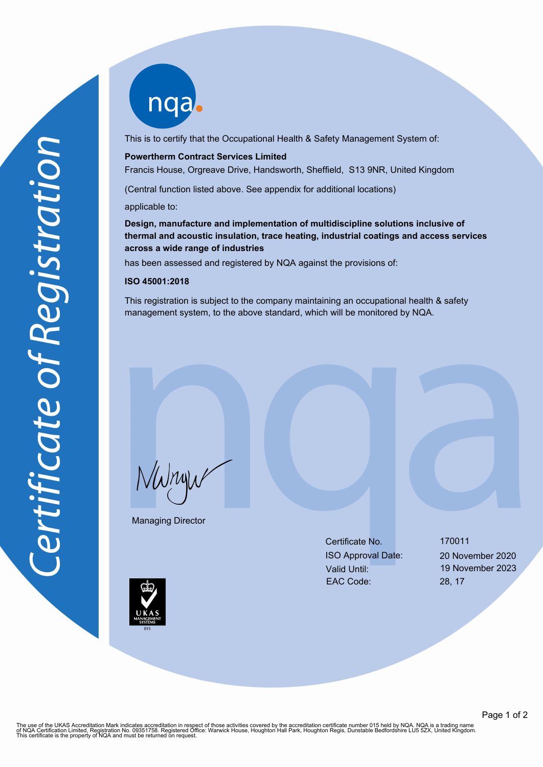# Certificate of Registration

nqa

This is to certify that the Occupational Health & Safety Management System of:

**Powertherm Contract Services Limited**
Francis House, Orgreave Drive, Handsworth, Sheffield, S13 9NR, United Kingdom

(Central function listed above. See appendix for additional locations)

applicable to:

**Design, manufacture and implementation of multidiscipline solutions inclusive of thermal and acoustic insulation, trace heating, industrial coatings and access services across a wide range of industries**

has been assessed and registered by NQA against the provisions of:

**ISO 45001:2018**

This registration is subject to the company maintaining an occupational health & safety management system, to the above standard, which will be monitored by NQA.

Managing Director

| | |
|---|---|
| Certificate No. | 170011 |
| ISO Approval Date: | 20 November 2020 |
| Valid Until: | 19 November 2023 |
| EAC Code: | 28, 17 |

UKAS MANAGEMENT SYSTEMS 015

The use of the UKAS Accreditation Mark indicates accreditation in respect of those activities covered by the accreditation certificate number 015 held by NQA. NQA is a trading name of NQA Certification Limited, Registration No. 09351758. Registered Office: Warwick House, Houghton Hall Park, Houghton Regis, Dunstable Bedfordshire LU5 5ZX, United Kingdom. This certificate is the property of NQA and must be returned on request.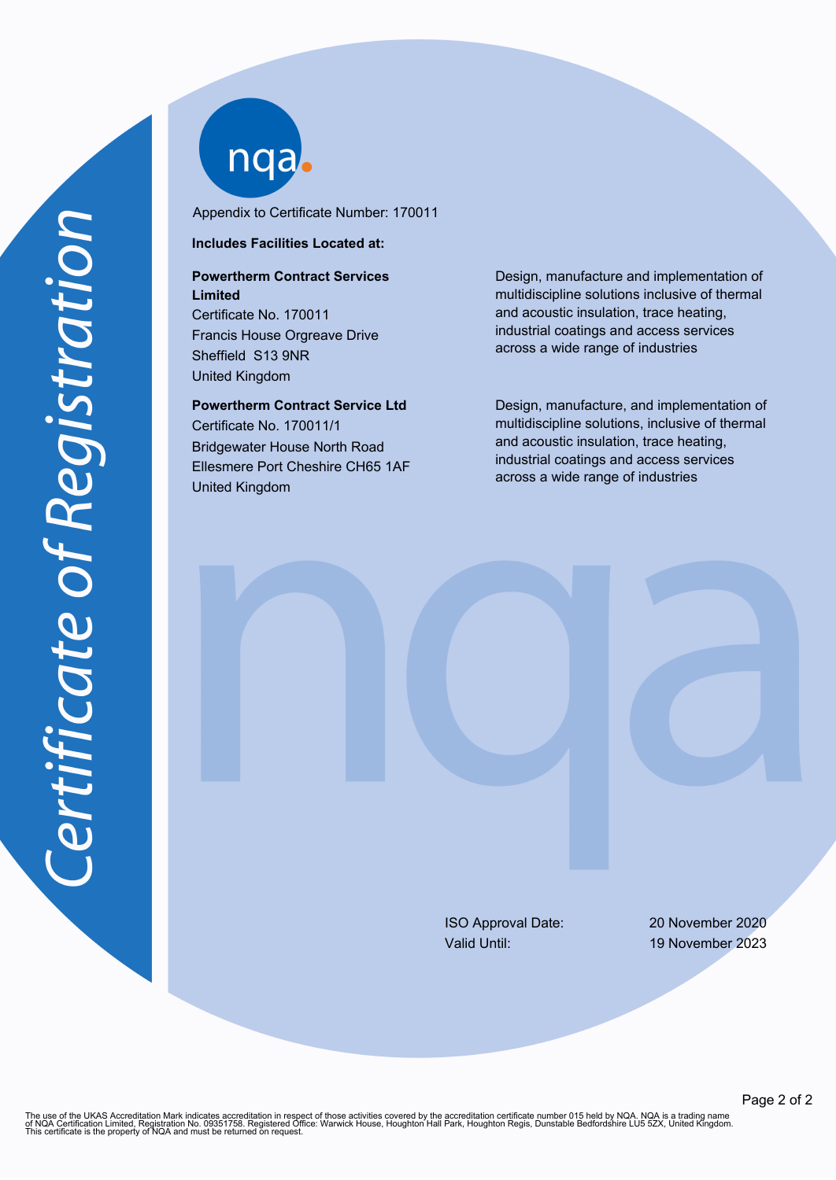*Certificate of Registration*

nqa.

Appendix to Certificate Number: 170011

**Includes Facilities Located at:**

| | |
|---|---|
| **Powertherm Contract Services Limited**<br>Certificate No. 170011<br>Francis House Orgreave Drive<br>Sheffield S13 9NR<br>United Kingdom | Design, manufacture and implementation of multidiscipline solutions inclusive of thermal and acoustic insulation, trace heating, industrial coatings and access services across a wide range of industries |
| **Powertherm Contract Service Ltd**<br>Certificate No. 170011/1<br>Bridgewater House North Road<br>Ellesmere Port Cheshire CH65 1AF<br>United Kingdom | Design, manufacture, and implementation of multidiscipline solutions, inclusive of thermal and acoustic insulation, trace heating, industrial coatings and access services across a wide range of industries |

| | |
|---|---|
| ISO Approval Date: | 20 November 2020 |
| Valid Until: | 19 November 2023 |

The use of the UKAS Accreditation Mark indicates accreditation in respect of those activities covered by the accreditation certificate number 015 held by NQA. NQA is a trading name of NQA Certification Limited, Registration No. 09351758. Registered Office: Warwick House, Houghton Hall Park, Houghton Regis, Dunstable Bedfordshire LU5 5ZX, United Kingdom. This certificate is the property of NQA and must be returned on request.